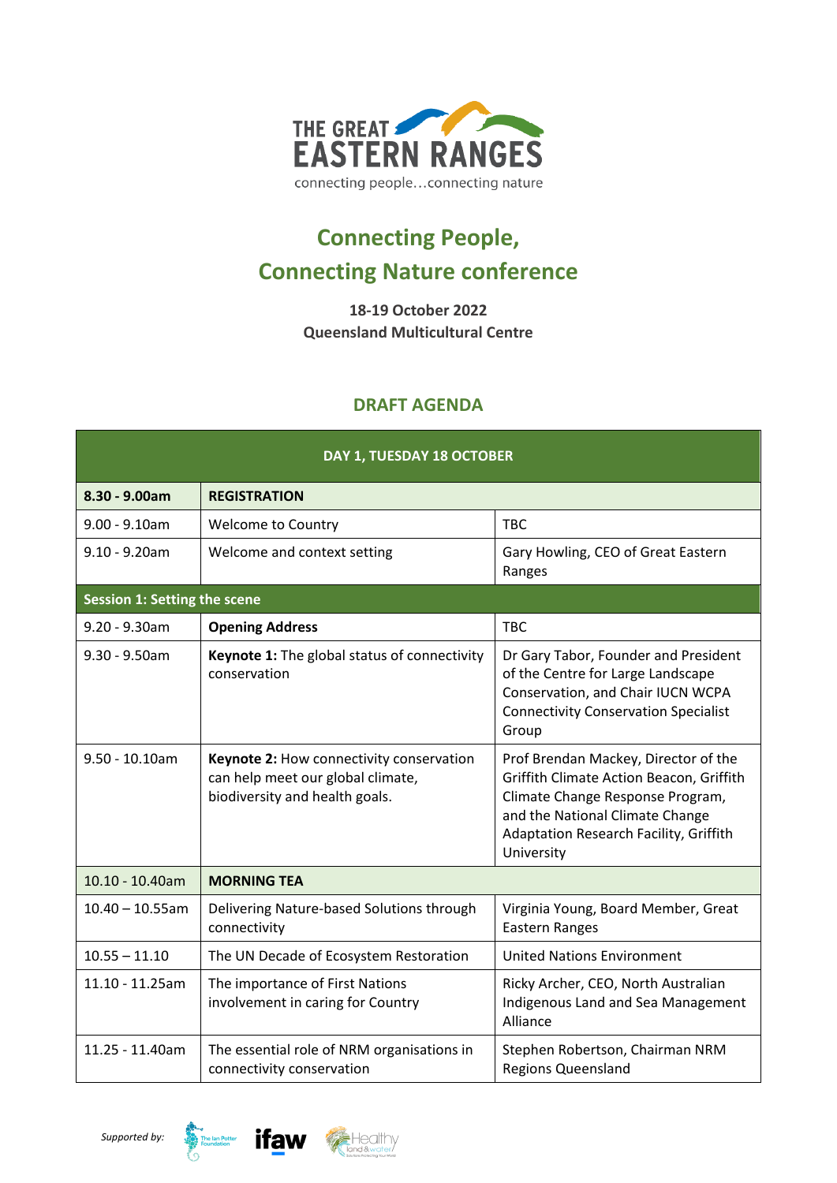THE GREAT EASTERN RANGES

connecting people…connecting nature

# Connecting People, Connecting Nature conference

**18-19 October 2022**
**Queensland Multicultural Centre**

## DRAFT AGENDA

| DAY 1, TUESDAY 18 OCTOBER | | |
|---|---|---|
| **8.30 - 9.00am** | **REGISTRATION** | |
| 9.00 - 9.10am | Welcome to Country | TBC |
| 9.10 - 9.20am | Welcome and context setting | Gary Howling, CEO of Great Eastern Ranges |
| **Session 1: Setting the scene** | | |
| 9.20 - 9.30am | **Opening Address** | TBC |
| 9.30 - 9.50am | **Keynote 1:** The global status of connectivity conservation | Dr Gary Tabor, Founder and President of the Centre for Large Landscape Conservation, and Chair IUCN WCPA Connectivity Conservation Specialist Group |
| 9.50 - 10.10am | **Keynote 2:** How connectivity conservation can help meet our global climate, biodiversity and health goals. | Prof Brendan Mackey, Director of the Griffith Climate Action Beacon, Griffith Climate Change Response Program, and the National Climate Change Adaptation Research Facility, Griffith University |
| 10.10 - 10.40am | **MORNING TEA** | |
| 10.40 – 10.55am | Delivering Nature-based Solutions through connectivity | Virginia Young, Board Member, Great Eastern Ranges |
| 10.55 – 11.10 | The UN Decade of Ecosystem Restoration | United Nations Environment |
| 11.10 - 11.25am | The importance of First Nations involvement in caring for Country | Ricky Archer, CEO, North Australian Indigenous Land and Sea Management Alliance |
| 11.25 - 11.40am | The essential role of NRM organisations in connectivity conservation | Stephen Robertson, Chairman NRM Regions Queensland |

*Supported by:* The Ian Potter Foundation, ifaw, Healthy Land & Water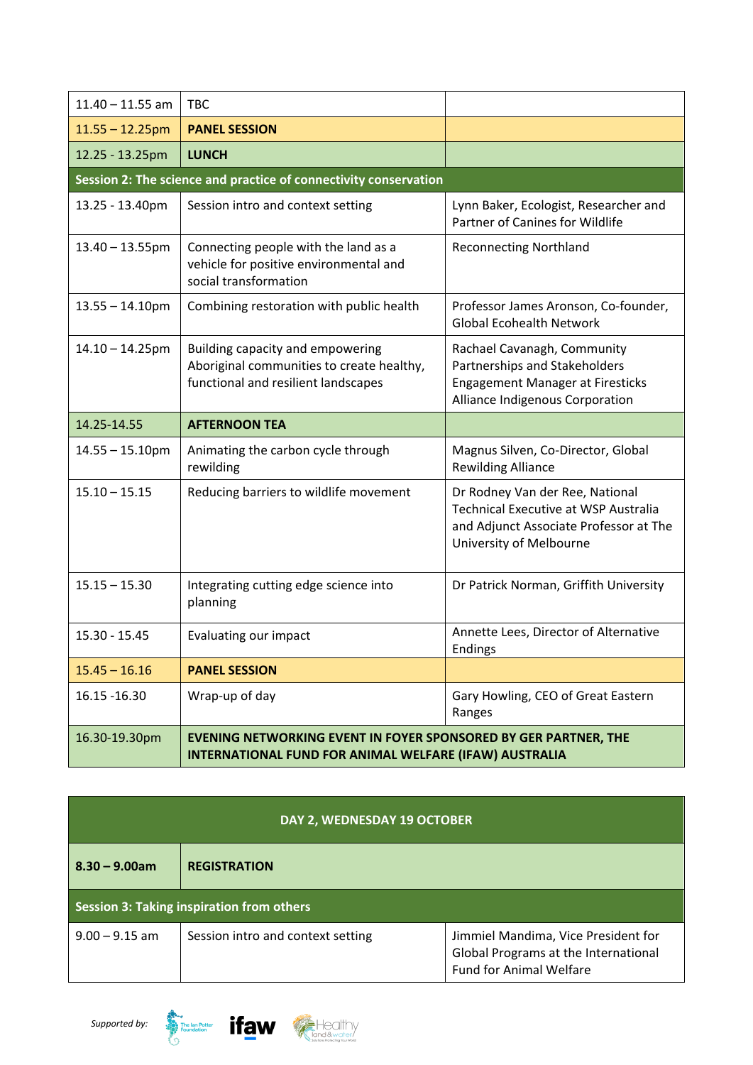| | | |
|---|---|---|
| 11.40 – 11.55 am | TBC | |
| 11.55 – 12.25pm | **PANEL SESSION** | |
| 12.25 - 13.25pm | **LUNCH** | |
| **Session 2: The science and practice of connectivity conservation** | | |
| 13.25 - 13.40pm | Session intro and context setting | Lynn Baker, Ecologist, Researcher and Partner of Canines for Wildlife |
| 13.40 – 13.55pm | Connecting people with the land as a vehicle for positive environmental and social transformation | Reconnecting Northland |
| 13.55 – 14.10pm | Combining restoration with public health | Professor James Aronson, Co-founder, Global Ecohealth Network |
| 14.10 – 14.25pm | Building capacity and empowering Aboriginal communities to create healthy, functional and resilient landscapes | Rachael Cavanagh, Community Partnerships and Stakeholders Engagement Manager at Firesticks Alliance Indigenous Corporation |
| 14.25-14.55 | **AFTERNOON TEA** | |
| 14.55 – 15.10pm | Animating the carbon cycle through rewilding | Magnus Silven, Co-Director, Global Rewilding Alliance |
| 15.10 – 15.15 | Reducing barriers to wildlife movement | Dr Rodney Van der Ree, National Technical Executive at WSP Australia and Adjunct Associate Professor at The University of Melbourne |
| 15.15 – 15.30 | Integrating cutting edge science into planning | Dr Patrick Norman, Griffith University |
| 15.30 - 15.45 | Evaluating our impact | Annette Lees, Director of Alternative Endings |
| 15.45 – 16.16 | **PANEL SESSION** | |
| 16.15 -16.30 | Wrap-up of day | Gary Howling, CEO of Great Eastern Ranges |
| 16.30-19.30pm | **EVENING NETWORKING EVENT IN FOYER SPONSORED BY GER PARTNER, THE INTERNATIONAL FUND FOR ANIMAL WELFARE (IFAW) AUSTRALIA** | |

| **DAY 2, WEDNESDAY 19 OCTOBER** | | |
|---|---|---|
| **8.30 – 9.00am** | **REGISTRATION** | |
| **Session 3: Taking inspiration from others** | | |
| 9.00 – 9.15 am | Session intro and context setting | Jimmiel Mandima, Vice President for Global Programs at the International Fund for Animal Welfare |

*Supported by:*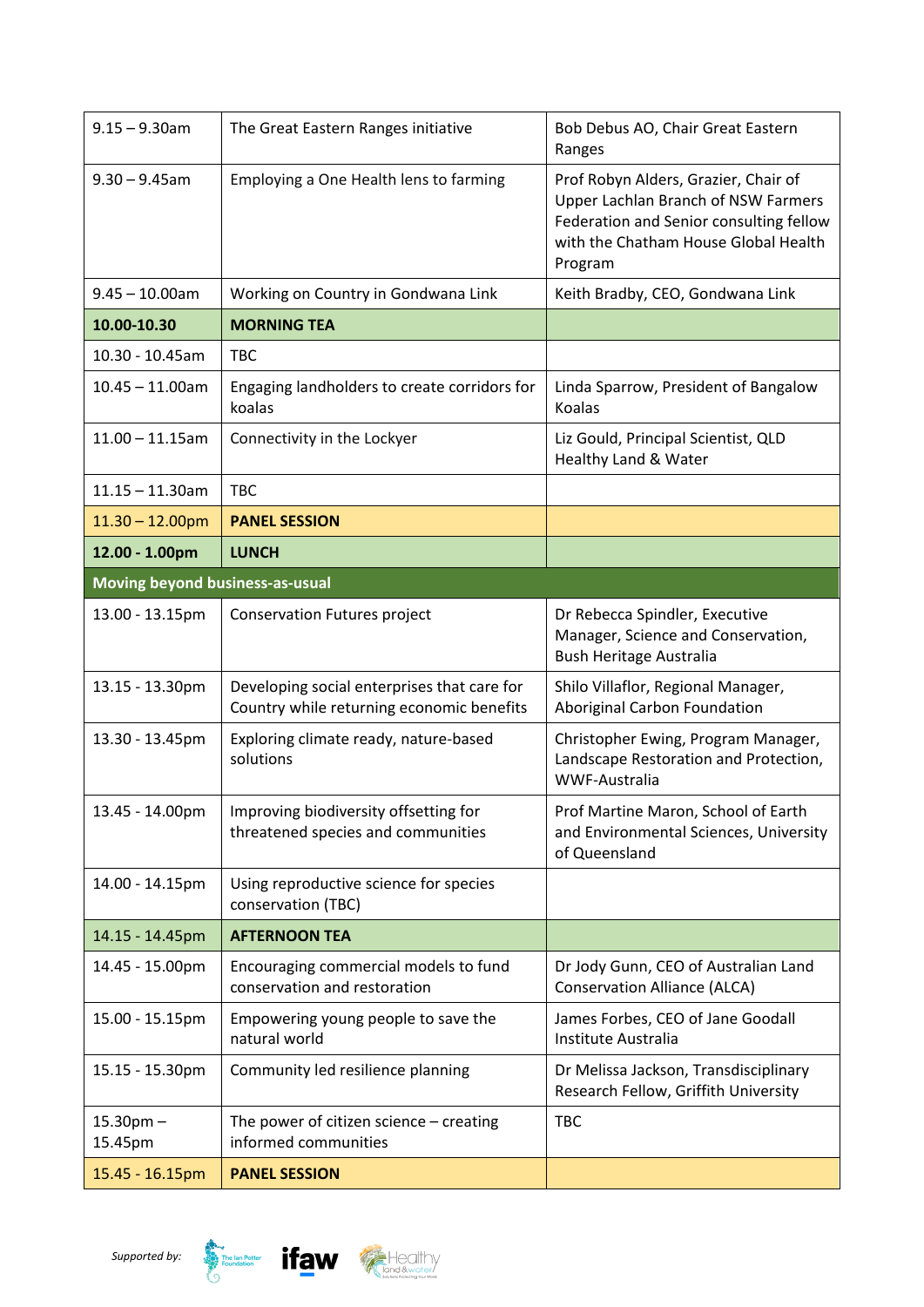| | | |
|---|---|---|
| 9.15 – 9.30am | The Great Eastern Ranges initiative | Bob Debus AO, Chair Great Eastern Ranges |
| 9.30 – 9.45am | Employing a One Health lens to farming | Prof Robyn Alders, Grazier, Chair of Upper Lachlan Branch of NSW Farmers Federation and Senior consulting fellow with the Chatham House Global Health Program |
| 9.45 – 10.00am | Working on Country in Gondwana Link | Keith Bradby, CEO, Gondwana Link |
| **10.00-10.30** | **MORNING TEA** | |
| 10.30 - 10.45am | TBC | |
| 10.45 – 11.00am | Engaging landholders to create corridors for koalas | Linda Sparrow, President of Bangalow Koalas |
| 11.00 – 11.15am | Connectivity in the Lockyer | Liz Gould, Principal Scientist, QLD Healthy Land & Water |
| 11.15 – 11.30am | TBC | |
| 11.30 – 12.00pm | **PANEL SESSION** | |
| **12.00 - 1.00pm** | **LUNCH** | |
| **Moving beyond business-as-usual** | | |
| 13.00 - 13.15pm | Conservation Futures project | Dr Rebecca Spindler, Executive Manager, Science and Conservation, Bush Heritage Australia |
| 13.15 - 13.30pm | Developing social enterprises that care for Country while returning economic benefits | Shilo Villaflor, Regional Manager, Aboriginal Carbon Foundation |
| 13.30 - 13.45pm | Exploring climate ready, nature-based solutions | Christopher Ewing, Program Manager, Landscape Restoration and Protection, WWF-Australia |
| 13.45 - 14.00pm | Improving biodiversity offsetting for threatened species and communities | Prof Martine Maron, School of Earth and Environmental Sciences, University of Queensland |
| 14.00 - 14.15pm | Using reproductive science for species conservation (TBC) | |
| 14.15 - 14.45pm | **AFTERNOON TEA** | |
| 14.45 - 15.00pm | Encouraging commercial models to fund conservation and restoration | Dr Jody Gunn, CEO of Australian Land Conservation Alliance (ALCA) |
| 15.00 - 15.15pm | Empowering young people to save the natural world | James Forbes, CEO of Jane Goodall Institute Australia |
| 15.15 - 15.30pm | Community led resilience planning | Dr Melissa Jackson, Transdisciplinary Research Fellow, Griffith University |
| 15.30pm – 15.45pm | The power of citizen science – creating informed communities | TBC |
| 15.45 - 16.15pm | **PANEL SESSION** | |

*Supported by:* The Ian Potter Foundation, ifaw, Healthy Land & Water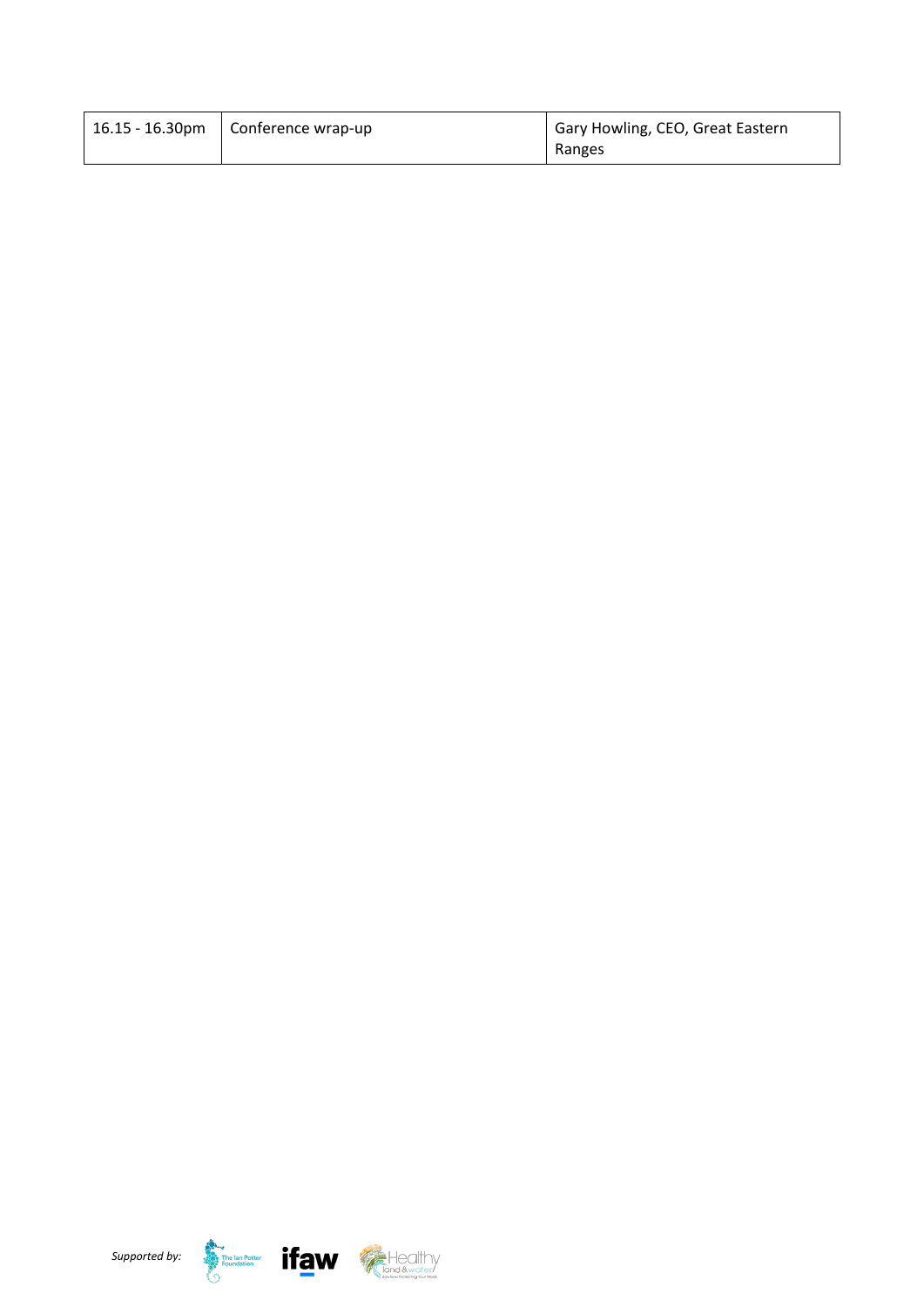| | | |
|---|---|---|
| 16.15 - 16.30pm | Conference wrap-up | Gary Howling, CEO, Great Eastern Ranges |

*Supported by:*